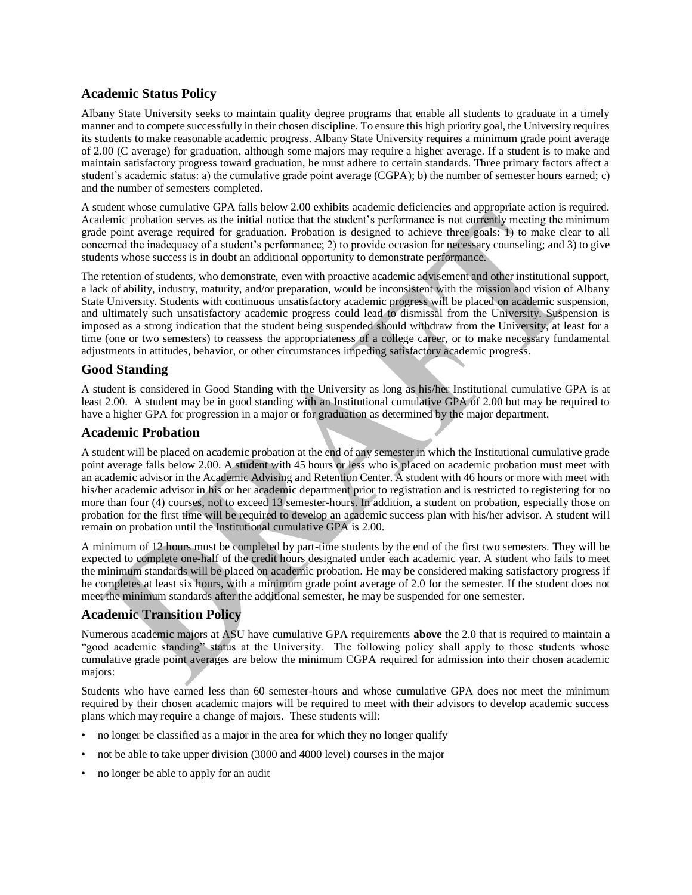## Academic Status Policy

Albany State University seeks to maintain quality degree programs that enable all students to graduate in a timely manner and to compete successfully in their chosen discipline. To ensure this high priority goal, the University requires its students to make reasonable academic progress. Albany State University requires a minimum grade point average of 2.00 (C average) for graduation, although some majors may require a higher average. If a student is to make and maintain satisfactory progress toward graduation, he must adhere to certain standards. Three primary factors affect a student's academic status: a) the cumulative grade point average (CGPA); b) the number of semester hours earned; c) and the number of semesters completed.

A student whose cumulative GPA falls below 2.00 exhibits academic deficiencies and appropriate action is required. Academic probation serves as the initial notice that the student's performance is not currently meeting the minimum grade point average required for graduation. Probation is designed to achieve three goals: 1) to make clear to all concerned the inadequacy of a student's performance; 2) to provide occasion for necessary counseling; and 3) to give students whose success is in doubt an additional opportunity to demonstrate performance.

The retention of students, who demonstrate, even with proactive academic advisement and other institutional support, a lack of ability, industry, maturity, and/or preparation, would be inconsistent with the mission and vision of Albany State University. Students with continuous unsatisfactory academic progress will be placed on academic suspension, and ultimately such unsatisfactory academic progress could lead to dismissal from the University. Suspension is imposed as a strong indication that the student being suspended should withdraw from the University, at least for a time (one or two semesters) to reassess the appropriateness of a college career, or to make necessary fundamental adjustments in attitudes, behavior, or other circumstances impeding satisfactory academic progress.

## Good Standing

A student is considered in Good Standing with the University as long as his/her Institutional cumulative GPA is at least 2.00. A student may be in good standing with an Institutional cumulative GPA of 2.00 but may be required to have a higher GPA for progression in a major or for graduation as determined by the major department.

## Academic Probation

A student will be placed on academic probation at the end of any semester in which the Institutional cumulative grade point average falls below 2.00. A student with 45 hours or less who is placed on academic probation must meet with an academic advisor in the Academic Advising and Retention Center. A student with 46 hours or more with meet with his/her academic advisor in his or her academic department prior to registration and is restricted to registering for no more than four (4) courses, not to exceed 13 semester-hours. In addition, a student on probation, especially those on probation for the first time will be required to develop an academic success plan with his/her advisor. A student will remain on probation until the Institutional cumulative GPA is 2.00.

A minimum of 12 hours must be completed by part-time students by the end of the first two semesters. They will be expected to complete one-half of the credit hours designated under each academic year. A student who fails to meet the minimum standards will be placed on academic probation. He may be considered making satisfactory progress if he completes at least six hours, with a minimum grade point average of 2.0 for the semester. If the student does not meet the minimum standards after the additional semester, he may be suspended for one semester.

## Academic Transition Policy

Numerous academic majors at ASU have cumulative GPA requirements **above** the 2.0 that is required to maintain a "good academic standing" status at the University. The following policy shall apply to those students whose cumulative grade point averages are below the minimum CGPA required for admission into their chosen academic majors:

Students who have earned less than 60 semester-hours and whose cumulative GPA does not meet the minimum required by their chosen academic majors will be required to meet with their advisors to develop academic success plans which may require a change of majors. These students will:

- no longer be classified as a major in the area for which they no longer qualify
- not be able to take upper division (3000 and 4000 level) courses in the major
- no longer be able to apply for an audit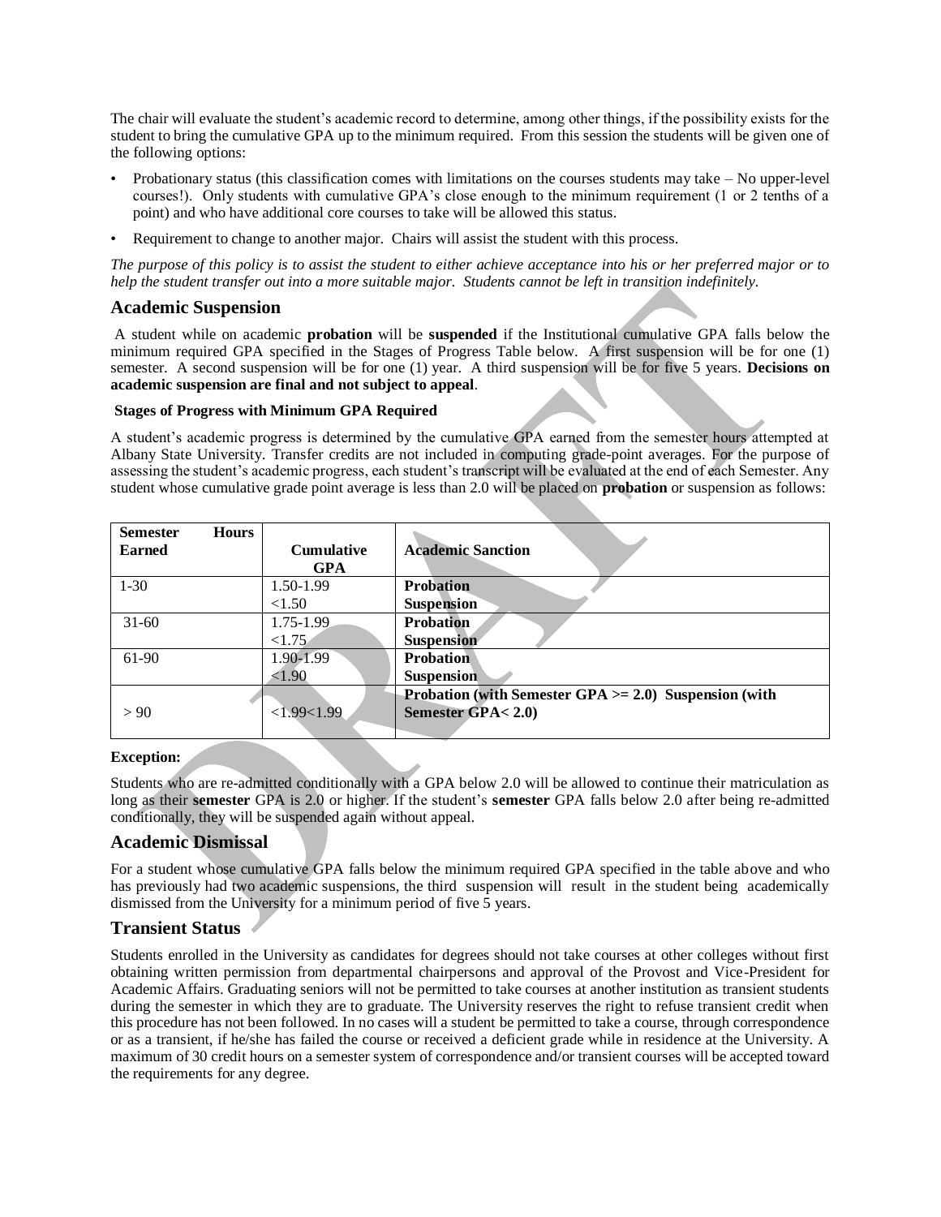The chair will evaluate the student's academic record to determine, among other things, if the possibility exists for the student to bring the cumulative GPA up to the minimum required. From this session the students will be given one of the following options:

- Probationary status (this classification comes with limitations on the courses students may take – No upper-level courses!). Only students with cumulative GPA's close enough to the minimum requirement (1 or 2 tenths of a point) and who have additional core courses to take will be allowed this status.
- Requirement to change to another major. Chairs will assist the student with this process.

*The purpose of this policy is to assist the student to either achieve acceptance into his or her preferred major or to help the student transfer out into a more suitable major. Students cannot be left in transition indefinitely.*

## Academic Suspension

A student while on academic **probation** will be **suspended** if the Institutional cumulative GPA falls below the minimum required GPA specified in the Stages of Progress Table below. A first suspension will be for one (1) semester. A second suspension will be for one (1) year. A third suspension will be for five 5 years. **Decisions on academic suspension are final and not subject to appeal**.

**Stages of Progress with Minimum GPA Required**

A student's academic progress is determined by the cumulative GPA earned from the semester hours attempted at Albany State University. Transfer credits are not included in computing grade-point averages. For the purpose of assessing the student's academic progress, each student's transcript will be evaluated at the end of each Semester. Any student whose cumulative grade point average is less than 2.0 will be placed on **probation** or suspension as follows:

| **Semester Hours Earned** | **Cumulative GPA** | **Academic Sanction** |
|---|---|---|
| 1-30 | 1.50-1.99<br><1.50 | **Probation**<br>**Suspension** |
| 31-60 | 1.75-1.99<br><1.75 | **Probation**<br>**Suspension** |
| 61-90 | 1.90-1.99<br><1.90 | **Probation**<br>**Suspension** |
| > 90 | <1.99<1.99 | **Probation (with Semester GPA >= 2.0) Suspension (with Semester GPA< 2.0)** |

**Exception:**

Students who are re-admitted conditionally with a GPA below 2.0 will be allowed to continue their matriculation as long as their **semester** GPA is 2.0 or higher. If the student's **semester** GPA falls below 2.0 after being re-admitted conditionally, they will be suspended again without appeal.

## Academic Dismissal

For a student whose cumulative GPA falls below the minimum required GPA specified in the table above and who has previously had two academic suspensions, the third suspension will result in the student being academically dismissed from the University for a minimum period of five 5 years.

## Transient Status

Students enrolled in the University as candidates for degrees should not take courses at other colleges without first obtaining written permission from departmental chairpersons and approval of the Provost and Vice-President for Academic Affairs. Graduating seniors will not be permitted to take courses at another institution as transient students during the semester in which they are to graduate. The University reserves the right to refuse transient credit when this procedure has not been followed. In no cases will a student be permitted to take a course, through correspondence or as a transient, if he/she has failed the course or received a deficient grade while in residence at the University. A maximum of 30 credit hours on a semester system of correspondence and/or transient courses will be accepted toward the requirements for any degree.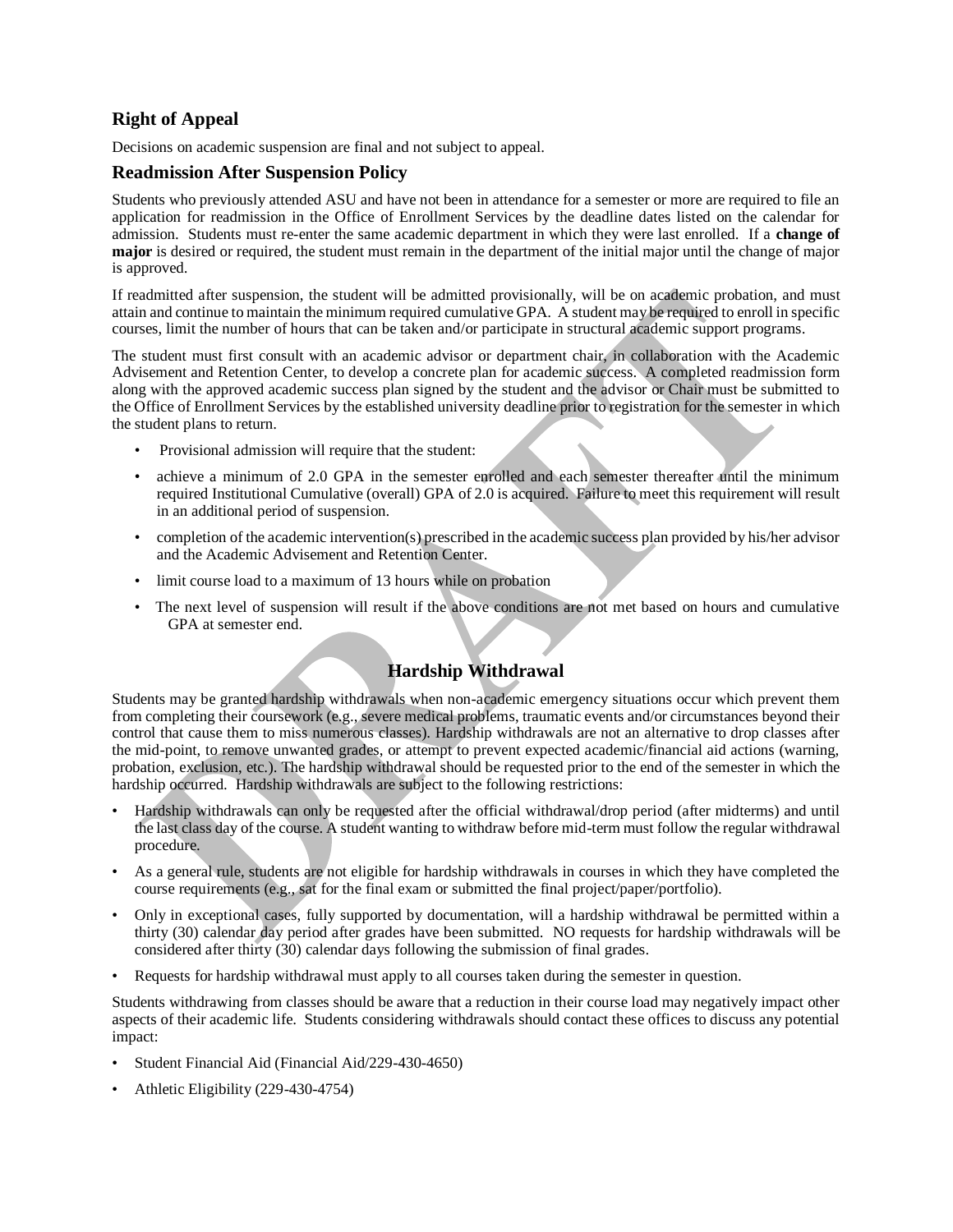## Right of Appeal

Decisions on academic suspension are final and not subject to appeal.

## Readmission After Suspension Policy

Students who previously attended ASU and have not been in attendance for a semester or more are required to file an application for readmission in the Office of Enrollment Services by the deadline dates listed on the calendar for admission. Students must re-enter the same academic department in which they were last enrolled. If a **change of major** is desired or required, the student must remain in the department of the initial major until the change of major is approved.

If readmitted after suspension, the student will be admitted provisionally, will be on academic probation, and must attain and continue to maintain the minimum required cumulative GPA. A student may be required to enroll in specific courses, limit the number of hours that can be taken and/or participate in structural academic support programs.

The student must first consult with an academic advisor or department chair, in collaboration with the Academic Advisement and Retention Center, to develop a concrete plan for academic success. A completed readmission form along with the approved academic success plan signed by the student and the advisor or Chair must be submitted to the Office of Enrollment Services by the established university deadline prior to registration for the semester in which the student plans to return.

- Provisional admission will require that the student:
- achieve a minimum of 2.0 GPA in the semester enrolled and each semester thereafter until the minimum required Institutional Cumulative (overall) GPA of 2.0 is acquired. Failure to meet this requirement will result in an additional period of suspension.
- completion of the academic intervention(s) prescribed in the academic success plan provided by his/her advisor and the Academic Advisement and Retention Center.
- limit course load to a maximum of 13 hours while on probation
- The next level of suspension will result if the above conditions are not met based on hours and cumulative GPA at semester end.

## Hardship Withdrawal

Students may be granted hardship withdrawals when non-academic emergency situations occur which prevent them from completing their coursework (e.g., severe medical problems, traumatic events and/or circumstances beyond their control that cause them to miss numerous classes). Hardship withdrawals are not an alternative to drop classes after the mid-point, to remove unwanted grades, or attempt to prevent expected academic/financial aid actions (warning, probation, exclusion, etc.). The hardship withdrawal should be requested prior to the end of the semester in which the hardship occurred. Hardship withdrawals are subject to the following restrictions:

- Hardship withdrawals can only be requested after the official withdrawal/drop period (after midterms) and until the last class day of the course. A student wanting to withdraw before mid-term must follow the regular withdrawal procedure.
- As a general rule, students are not eligible for hardship withdrawals in courses in which they have completed the course requirements (e.g., sat for the final exam or submitted the final project/paper/portfolio).
- Only in exceptional cases, fully supported by documentation, will a hardship withdrawal be permitted within a thirty (30) calendar day period after grades have been submitted. NO requests for hardship withdrawals will be considered after thirty (30) calendar days following the submission of final grades.
- Requests for hardship withdrawal must apply to all courses taken during the semester in question.

Students withdrawing from classes should be aware that a reduction in their course load may negatively impact other aspects of their academic life. Students considering withdrawals should contact these offices to discuss any potential impact:

- Student Financial Aid (Financial Aid/229-430-4650)
- Athletic Eligibility (229-430-4754)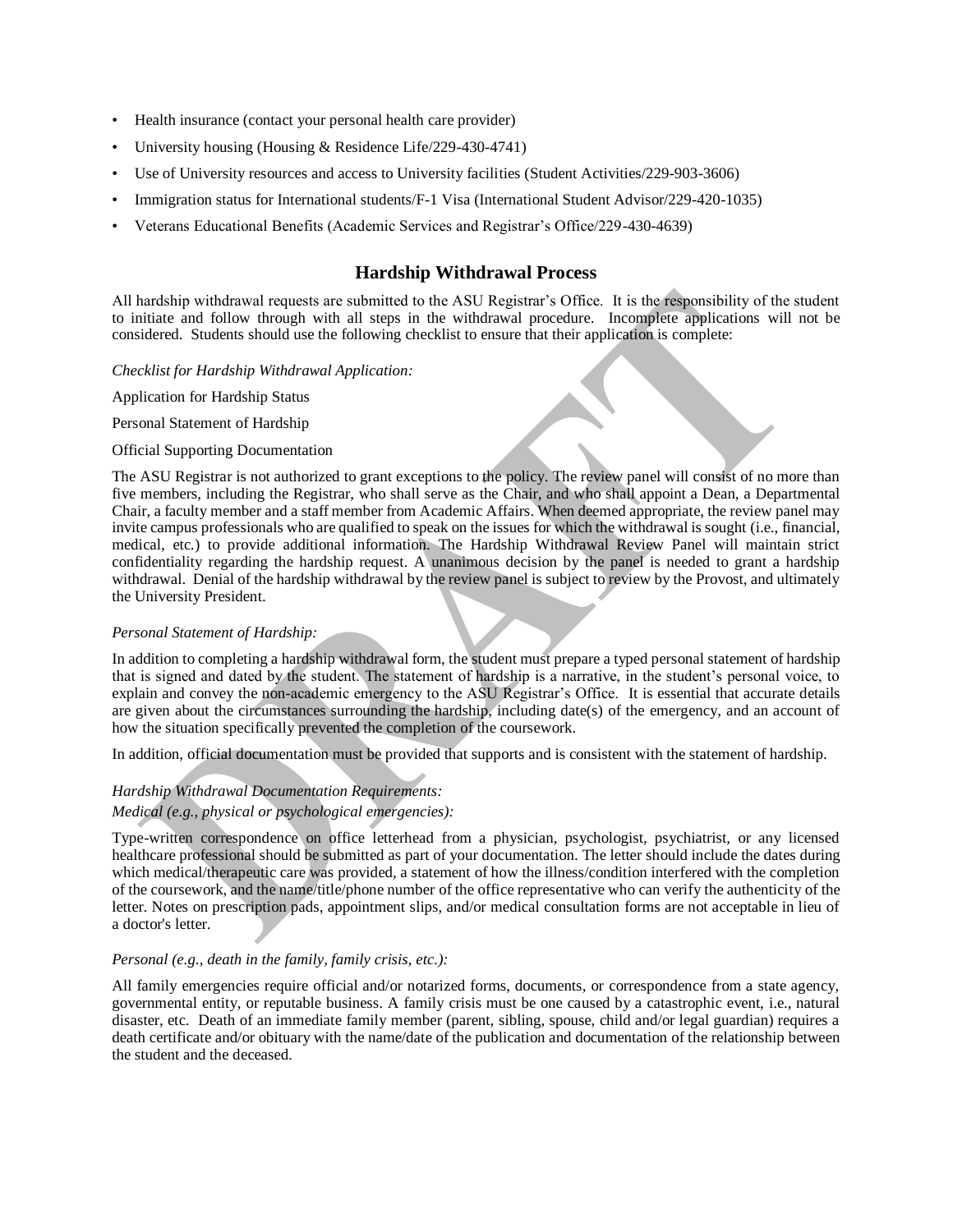- Health insurance (contact your personal health care provider)
- University housing (Housing & Residence Life/229-430-4741)
- Use of University resources and access to University facilities (Student Activities/229-903-3606)
- Immigration status for International students/F-1 Visa (International Student Advisor/229-420-1035)
- Veterans Educational Benefits (Academic Services and Registrar's Office/229-430-4639)

## Hardship Withdrawal Process

All hardship withdrawal requests are submitted to the ASU Registrar's Office. It is the responsibility of the student to initiate and follow through with all steps in the withdrawal procedure. Incomplete applications will not be considered. Students should use the following checklist to ensure that their application is complete:

*Checklist for Hardship Withdrawal Application:*

Application for Hardship Status

Personal Statement of Hardship

Official Supporting Documentation

The ASU Registrar is not authorized to grant exceptions to the policy. The review panel will consist of no more than five members, including the Registrar, who shall serve as the Chair, and who shall appoint a Dean, a Departmental Chair, a faculty member and a staff member from Academic Affairs. When deemed appropriate, the review panel may invite campus professionals who are qualified to speak on the issues for which the withdrawal is sought (i.e., financial, medical, etc.) to provide additional information. The Hardship Withdrawal Review Panel will maintain strict confidentiality regarding the hardship request. A unanimous decision by the panel is needed to grant a hardship withdrawal. Denial of the hardship withdrawal by the review panel is subject to review by the Provost, and ultimately the University President.

*Personal Statement of Hardship:*

In addition to completing a hardship withdrawal form, the student must prepare a typed personal statement of hardship that is signed and dated by the student. The statement of hardship is a narrative, in the student's personal voice, to explain and convey the non-academic emergency to the ASU Registrar's Office. It is essential that accurate details are given about the circumstances surrounding the hardship, including date(s) of the emergency, and an account of how the situation specifically prevented the completion of the coursework.

In addition, official documentation must be provided that supports and is consistent with the statement of hardship.

*Hardship Withdrawal Documentation Requirements:*

*Medical (e.g., physical or psychological emergencies):*

Type-written correspondence on office letterhead from a physician, psychologist, psychiatrist, or any licensed healthcare professional should be submitted as part of your documentation. The letter should include the dates during which medical/therapeutic care was provided, a statement of how the illness/condition interfered with the completion of the coursework, and the name/title/phone number of the office representative who can verify the authenticity of the letter. Notes on prescription pads, appointment slips, and/or medical consultation forms are not acceptable in lieu of a doctor's letter.

*Personal (e.g., death in the family, family crisis, etc.):*

All family emergencies require official and/or notarized forms, documents, or correspondence from a state agency, governmental entity, or reputable business. A family crisis must be one caused by a catastrophic event, i.e., natural disaster, etc. Death of an immediate family member (parent, sibling, spouse, child and/or legal guardian) requires a death certificate and/or obituary with the name/date of the publication and documentation of the relationship between the student and the deceased.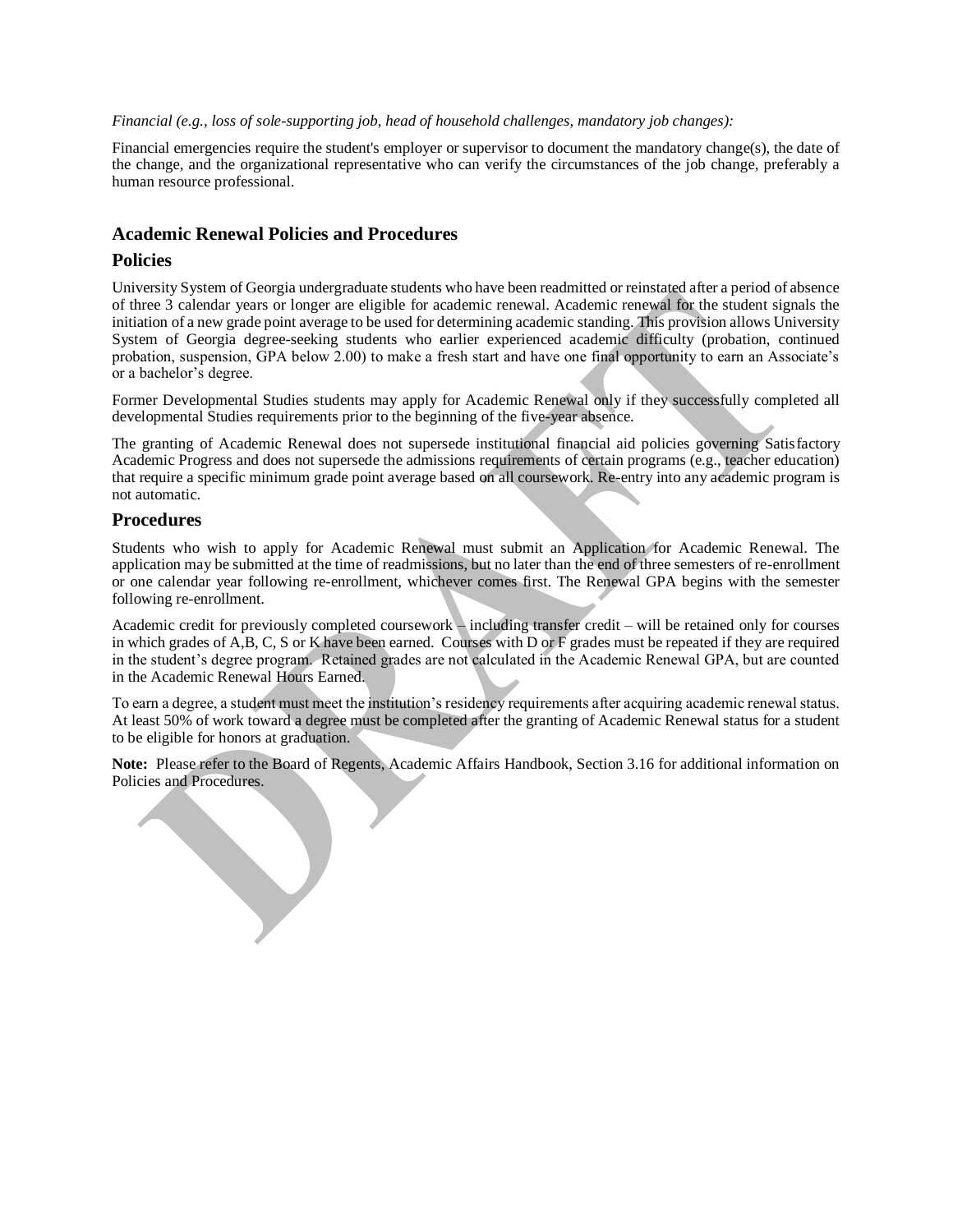*Financial (e.g., loss of sole-supporting job, head of household challenges, mandatory job changes):*

Financial emergencies require the student's employer or supervisor to document the mandatory change(s), the date of the change, and the organizational representative who can verify the circumstances of the job change, preferably a human resource professional.

## Academic Renewal Policies and Procedures

### Policies

University System of Georgia undergraduate students who have been readmitted or reinstated after a period of absence of three 3 calendar years or longer are eligible for academic renewal. Academic renewal for the student signals the initiation of a new grade point average to be used for determining academic standing. This provision allows University System of Georgia degree-seeking students who earlier experienced academic difficulty (probation, continued probation, suspension, GPA below 2.00) to make a fresh start and have one final opportunity to earn an Associate's or a bachelor's degree.

Former Developmental Studies students may apply for Academic Renewal only if they successfully completed all developmental Studies requirements prior to the beginning of the five-year absence.

The granting of Academic Renewal does not supersede institutional financial aid policies governing Satisfactory Academic Progress and does not supersede the admissions requirements of certain programs (e.g., teacher education) that require a specific minimum grade point average based on all coursework. Re-entry into any academic program is not automatic.

### Procedures

Students who wish to apply for Academic Renewal must submit an Application for Academic Renewal. The application may be submitted at the time of readmissions, but no later than the end of three semesters of re-enrollment or one calendar year following re-enrollment, whichever comes first. The Renewal GPA begins with the semester following re-enrollment.

Academic credit for previously completed coursework – including transfer credit – will be retained only for courses in which grades of A,B, C, S or K have been earned. Courses with D or F grades must be repeated if they are required in the student's degree program. Retained grades are not calculated in the Academic Renewal GPA, but are counted in the Academic Renewal Hours Earned.

To earn a degree, a student must meet the institution's residency requirements after acquiring academic renewal status. At least 50% of work toward a degree must be completed after the granting of Academic Renewal status for a student to be eligible for honors at graduation.

**Note:** Please refer to the Board of Regents, Academic Affairs Handbook, Section 3.16 for additional information on Policies and Procedures.